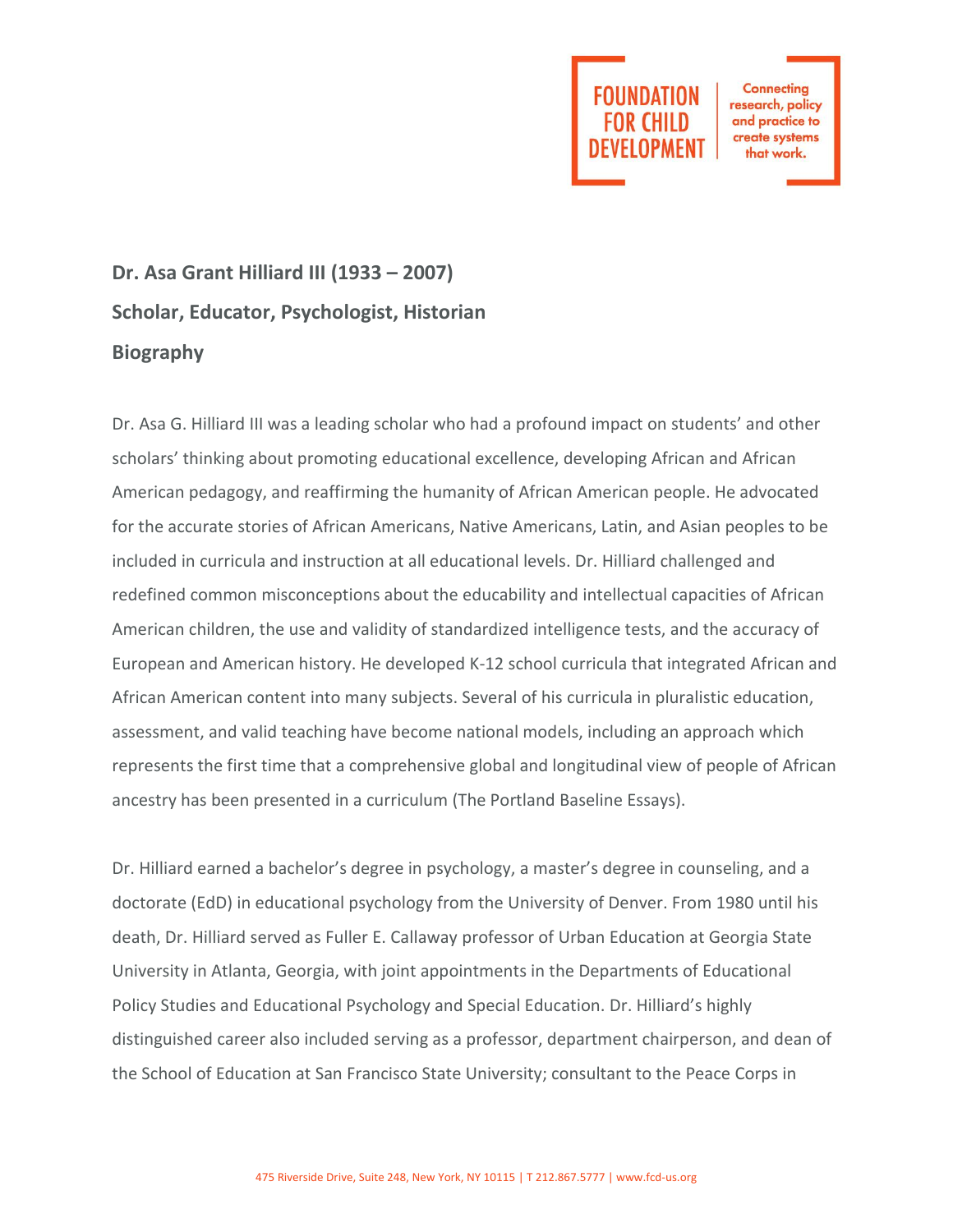**Dr. Asa Grant Hilliard III (1933 – 2007)**

**Scholar, Educator, Psychologist, Historian**

**Biography**

Dr. Asa G. Hilliard III was a leading scholar who had a profound impact on students' and other scholars' thinking about promoting educational excellence, developing African and African American pedagogy, and reaffirming the humanity of African American people. He advocated for the accurate stories of African Americans, Native Americans, Latin, and Asian peoples to be included in curricula and instruction at all educational levels. Dr. Hilliard challenged and redefined common misconceptions about the educability and intellectual capacities of African American children, the use and validity of standardized intelligence tests, and the accuracy of European and American history. He developed K-12 school curricula that integrated African and African American content into many subjects. Several of his curricula in pluralistic education, assessment, and valid teaching have become national models, including an approach which represents the first time that a comprehensive global and longitudinal view of people of African ancestry has been presented in a curriculum (The Portland Baseline Essays).

Dr. Hilliard earned a bachelor's degree in psychology, a master's degree in counseling, and a doctorate (EdD) in educational psychology from the University of Denver. From 1980 until his death, Dr. Hilliard served as Fuller E. Callaway professor of Urban Education at Georgia State University in Atlanta, Georgia, with joint appointments in the Departments of Educational Policy Studies and Educational Psychology and Special Education. Dr. Hilliard's highly distinguished career also included serving as a professor, department chairperson, and dean of the School of Education at San Francisco State University; consultant to the Peace Corps in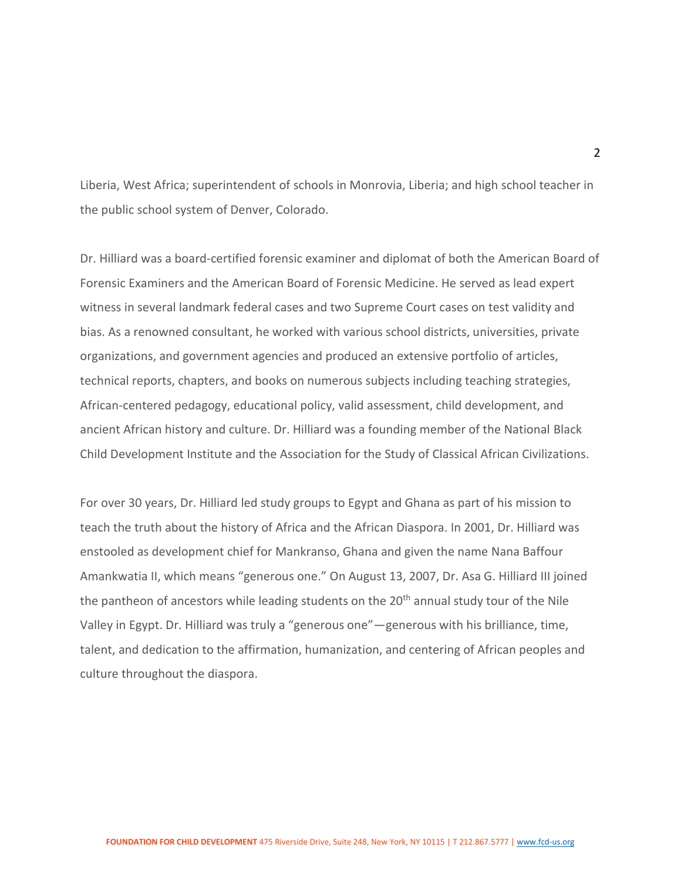Liberia, West Africa; superintendent of schools in Monrovia, Liberia; and high school teacher in the public school system of Denver, Colorado.

Dr. Hilliard was a board-certified forensic examiner and diplomat of both the American Board of Forensic Examiners and the American Board of Forensic Medicine. He served as lead expert witness in several landmark federal cases and two Supreme Court cases on test validity and bias. As a renowned consultant, he worked with various school districts, universities, private organizations, and government agencies and produced an extensive portfolio of articles, technical reports, chapters, and books on numerous subjects including teaching strategies, African-centered pedagogy, educational policy, valid assessment, child development, and ancient African history and culture. Dr. Hilliard was a founding member of the National Black Child Development Institute and the Association for the Study of Classical African Civilizations.

For over 30 years, Dr. Hilliard led study groups to Egypt and Ghana as part of his mission to teach the truth about the history of Africa and the African Diaspora. In 2001, Dr. Hilliard was enstooled as development chief for Mankranso, Ghana and given the name Nana Baffour Amankwatia II, which means "generous one." On August 13, 2007, Dr. Asa G. Hilliard III joined the pantheon of ancestors while leading students on the 20th annual study tour of the Nile Valley in Egypt. Dr. Hilliard was truly a "generous one"—generous with his brilliance, time, talent, and dedication to the affirmation, humanization, and centering of African peoples and culture throughout the diaspora.